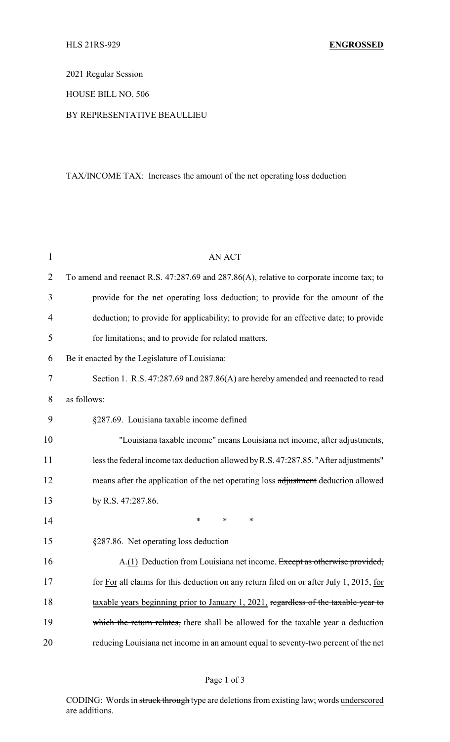HLS 21RS-929 **ENGROSSED**

2021 Regular Session

HOUSE BILL NO. 506

BY REPRESENTATIVE BEAULLIEU

TAX/INCOME TAX: Increases the amount of the net operating loss deduction

AN ACT

To amend and reenact R.S. 47:287.69 and 287.86(A), relative to corporate income tax; to provide for the net operating loss deduction; to provide for the amount of the deduction; to provide for applicability; to provide for an effective date; to provide for limitations; and to provide for related matters.

Be it enacted by the Legislature of Louisiana:

Section 1. R.S. 47:287.69 and 287.86(A) are hereby amended and reenacted to read as follows:

§287.69. Louisiana taxable income defined

"Louisiana taxable income" means Louisiana net income, after adjustments, less the federal income tax deduction allowed by R.S. 47:287.85. "After adjustments" means after the application of the net operating loss ~~adjustment~~ <u>deduction</u> allowed by R.S. 47:287.86.

\* \* \*

§287.86. Net operating loss deduction

A.<u>(1)</u> Deduction from Louisiana net income. ~~Except as otherwise provided, for~~ <u>For</u> all claims for this deduction on any return filed on or after July 1, 2015, <u>for taxable years beginning prior to January 1, 2021,</u> ~~regardless of the taxable year to which the return relates,~~ there shall be allowed for the taxable year a deduction reducing Louisiana net income in an amount equal to seventy-two percent of the net

CODING: Words in ~~struck through~~ type are deletions from existing law; words <u>underscored</u> are additions.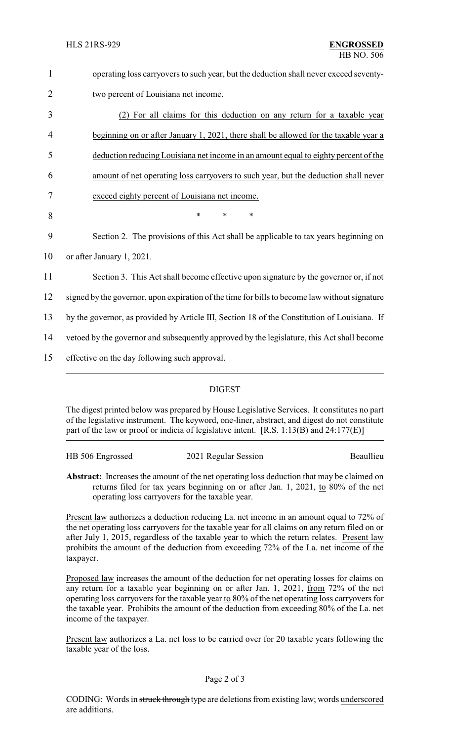operating loss carryovers to such year, but the deduction shall never exceed seventy-two percent of Louisiana net income.

<u>(2) For all claims for this deduction on any return for a taxable year beginning on or after January 1, 2021, there shall be allowed for the taxable year a deduction reducing Louisiana net income in an amount equal to eighty percent of the amount of net operating loss carryovers to such year, but the deduction shall never exceed eighty percent of Louisiana net income.</u>

\* \* \*

Section 2. The provisions of this Act shall be applicable to tax years beginning on or after January 1, 2021.

Section 3. This Act shall become effective upon signature by the governor or, if not signed by the governor, upon expiration of the time for bills to become law without signature by the governor, as provided by Article III, Section 18 of the Constitution of Louisiana. If vetoed by the governor and subsequently approved by the legislature, this Act shall become effective on the day following such approval.

---

## DIGEST

The digest printed below was prepared by House Legislative Services. It constitutes no part of the legislative instrument. The keyword, one-liner, abstract, and digest do not constitute part of the law or proof or indicia of legislative intent. [R.S. 1:13(B) and 24:177(E)]

HB 506 Engrossed | 2021 Regular Session | Beaullieu

**Abstract:** Increases the amount of the net operating loss deduction that may be claimed on returns filed for tax years beginning on or after Jan. 1, 2021, <u>to</u> 80% of the net operating loss carryovers for the taxable year.

<u>Present law</u> authorizes a deduction reducing La. net income in an amount equal to 72% of the net operating loss carryovers for the taxable year for all claims on any return filed on or after July 1, 2015, regardless of the taxable year to which the return relates. <u>Present law</u> prohibits the amount of the deduction from exceeding 72% of the La. net income of the taxpayer.

<u>Proposed law</u> increases the amount of the deduction for net operating losses for claims on any return for a taxable year beginning on or after Jan. 1, 2021, <u>from</u> 72% of the net operating loss carryovers for the taxable year <u>to</u> 80% of the net operating loss carryovers for the taxable year. Prohibits the amount of the deduction from exceeding 80% of the La. net income of the taxpayer.

<u>Present law</u> authorizes a La. net loss to be carried over for 20 taxable years following the taxable year of the loss.

CODING: Words in ~~struck through~~ type are deletions from existing law; words <u>underscored</u> are additions.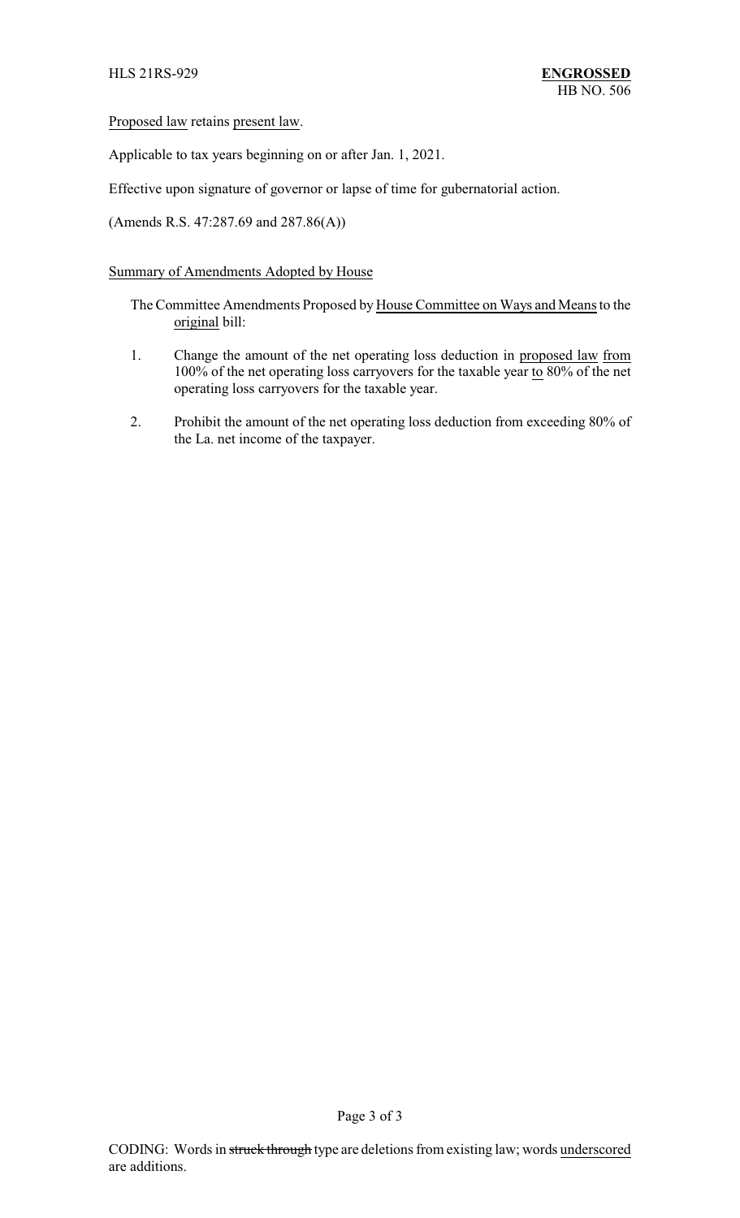Proposed law retains present law.

Applicable to tax years beginning on or after Jan. 1, 2021.

Effective upon signature of governor or lapse of time for gubernatorial action.

(Amends R.S. 47:287.69 and 287.86(A))

Summary of Amendments Adopted by House

The Committee Amendments Proposed by House Committee on Ways and Means to the original bill:

1. Change the amount of the net operating loss deduction in proposed law from 100% of the net operating loss carryovers for the taxable year to 80% of the net operating loss carryovers for the taxable year.

2. Prohibit the amount of the net operating loss deduction from exceeding 80% of the La. net income of the taxpayer.

CODING: Words in ~~struck through~~ type are deletions from existing law; words underscored are additions.